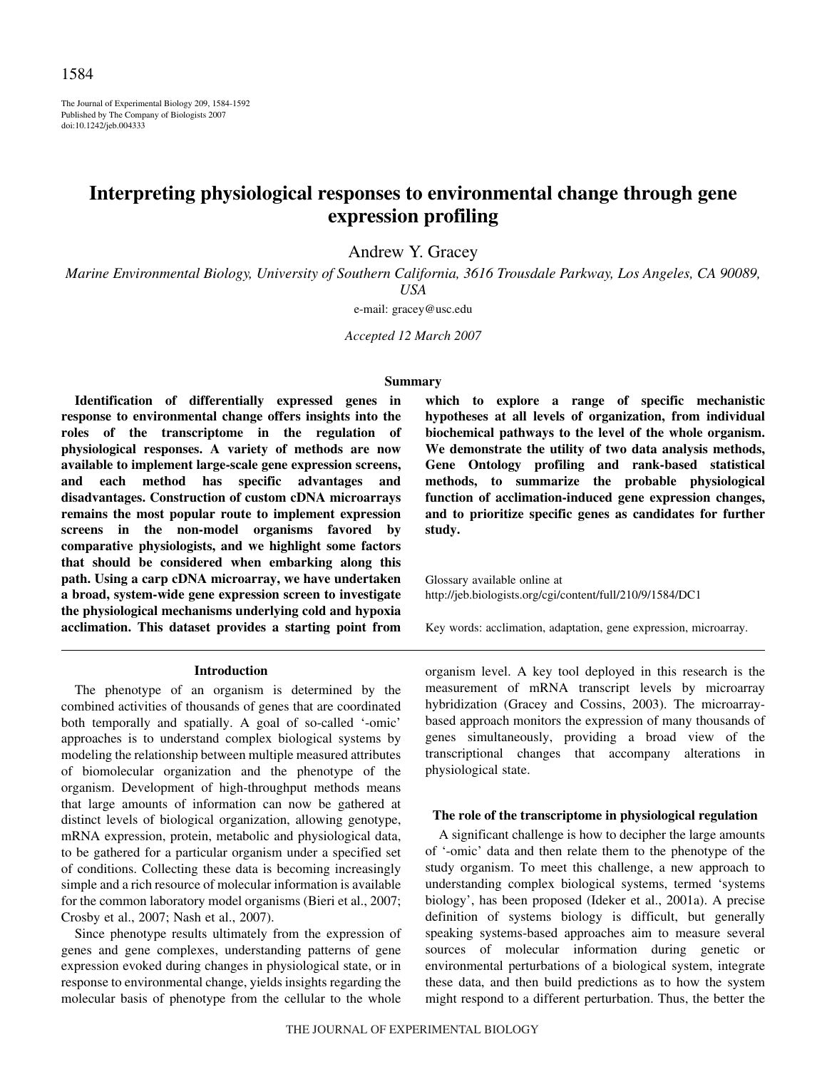# Interpreting physiological responses to environmental change through gene expression profiling

Andrew Y. Gracey

*Marine Environmental Biology, University of Southern California, 3616 Trousdale Parkway, Los Angeles, CA 90089, USA*

e-mail: gracey@usc.edu

*Accepted 12 March 2007*

## Summary

**Identification of differentially expressed genes in response to environmental change offers insights into the roles of the transcriptome in the regulation of physiological responses. A variety of methods are now available to implement large-scale gene expression screens, and each method has specific advantages and disadvantages. Construction of custom cDNA microarrays remains the most popular route to implement expression screens in the non-model organisms favored by comparative physiologists, and we highlight some factors that should be considered when embarking along this path. Using a carp cDNA microarray, we have undertaken a broad, system-wide gene expression screen to investigate the physiological mechanisms underlying cold and hypoxia acclimation. This dataset provides a starting point from which to explore a range of specific mechanistic hypotheses at all levels of organization, from individual biochemical pathways to the level of the whole organism. We demonstrate the utility of two data analysis methods, Gene Ontology profiling and rank-based statistical methods, to summarize the probable physiological function of acclimation-induced gene expression changes, and to prioritize specific genes as candidates for further study.**

Glossary available online at http://jeb.biologists.org/cgi/content/full/210/9/1584/DC1

Key words: acclimation, adaptation, gene expression, microarray.

## Introduction

The phenotype of an organism is determined by the combined activities of thousands of genes that are coordinated both temporally and spatially. A goal of so-called '-omic' approaches is to understand complex biological systems by modeling the relationship between multiple measured attributes of biomolecular organization and the phenotype of the organism. Development of high-throughput methods means that large amounts of information can now be gathered at distinct levels of biological organization, allowing genotype, mRNA expression, protein, metabolic and physiological data, to be gathered for a particular organism under a specified set of conditions. Collecting these data is becoming increasingly simple and a rich resource of molecular information is available for the common laboratory model organisms (Bieri et al., 2007; Crosby et al., 2007; Nash et al., 2007).

Since phenotype results ultimately from the expression of genes and gene complexes, understanding patterns of gene expression evoked during changes in physiological state, or in response to environmental change, yields insights regarding the molecular basis of phenotype from the cellular to the whole organism level. A key tool deployed in this research is the measurement of mRNA transcript levels by microarray hybridization (Gracey and Cossins, 2003). The microarray-based approach monitors the expression of many thousands of genes simultaneously, providing a broad view of the transcriptional changes that accompany alterations in physiological state.

### The role of the transcriptome in physiological regulation

A significant challenge is how to decipher the large amounts of '-omic' data and then relate them to the phenotype of the study organism. To meet this challenge, a new approach to understanding complex biological systems, termed 'systems biology', has been proposed (Ideker et al., 2001a). A precise definition of systems biology is difficult, but generally speaking systems-based approaches aim to measure several sources of molecular information during genetic or environmental perturbations of a biological system, integrate these data, and then build predictions as to how the system might respond to a different perturbation. Thus, the better the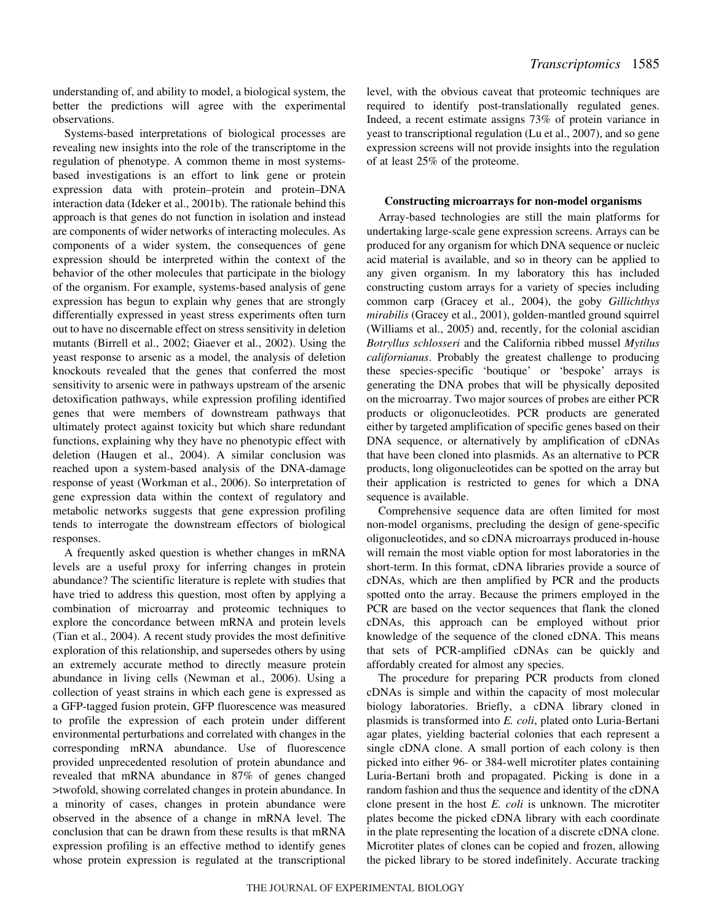understanding of, and ability to model, a biological system, the better the predictions will agree with the experimental observations.

Systems-based interpretations of biological processes are revealing new insights into the role of the transcriptome in the regulation of phenotype. A common theme in most systems-based investigations is an effort to link gene or protein expression data with protein–protein and protein–DNA interaction data (Ideker et al., 2001b). The rationale behind this approach is that genes do not function in isolation and instead are components of wider networks of interacting molecules. As components of a wider system, the consequences of gene expression should be interpreted within the context of the behavior of the other molecules that participate in the biology of the organism. For example, systems-based analysis of gene expression has begun to explain why genes that are strongly differentially expressed in yeast stress experiments often turn out to have no discernable effect on stress sensitivity in deletion mutants (Birrell et al., 2002; Giaever et al., 2002). Using the yeast response to arsenic as a model, the analysis of deletion knockouts revealed that the genes that conferred the most sensitivity to arsenic were in pathways upstream of the arsenic detoxification pathways, while expression profiling identified genes that were members of downstream pathways that ultimately protect against toxicity but which share redundant functions, explaining why they have no phenotypic effect with deletion (Haugen et al., 2004). A similar conclusion was reached upon a system-based analysis of the DNA-damage response of yeast (Workman et al., 2006). So interpretation of gene expression data within the context of regulatory and metabolic networks suggests that gene expression profiling tends to interrogate the downstream effectors of biological responses.

A frequently asked question is whether changes in mRNA levels are a useful proxy for inferring changes in protein abundance? The scientific literature is replete with studies that have tried to address this question, most often by applying a combination of microarray and proteomic techniques to explore the concordance between mRNA and protein levels (Tian et al., 2004). A recent study provides the most definitive exploration of this relationship, and supersedes others by using an extremely accurate method to directly measure protein abundance in living cells (Newman et al., 2006). Using a collection of yeast strains in which each gene is expressed as a GFP-tagged fusion protein, GFP fluorescence was measured to profile the expression of each protein under different environmental perturbations and correlated with changes in the corresponding mRNA abundance. Use of fluorescence provided unprecedented resolution of protein abundance and revealed that mRNA abundance in 87% of genes changed >twofold, showing correlated changes in protein abundance. In a minority of cases, changes in protein abundance were observed in the absence of a change in mRNA level. The conclusion that can be drawn from these results is that mRNA expression profiling is an effective method to identify genes whose protein expression is regulated at the transcriptional level, with the obvious caveat that proteomic techniques are required to identify post-translationally regulated genes. Indeed, a recent estimate assigns 73% of protein variance in yeast to transcriptional regulation (Lu et al., 2007), and so gene expression screens will not provide insights into the regulation of at least 25% of the proteome.

### Constructing microarrays for non-model organisms

Array-based technologies are still the main platforms for undertaking large-scale gene expression screens. Arrays can be produced for any organism for which DNA sequence or nucleic acid material is available, and so in theory can be applied to any given organism. In my laboratory this has included constructing custom arrays for a variety of species including common carp (Gracey et al., 2004), the goby *Gillichthys mirabilis* (Gracey et al., 2001), golden-mantled ground squirrel (Williams et al., 2005) and, recently, for the colonial ascidian *Botryllus schlosseri* and the California ribbed mussel *Mytilus californianus*. Probably the greatest challenge to producing these species-specific 'boutique' or 'bespoke' arrays is generating the DNA probes that will be physically deposited on the microarray. Two major sources of probes are either PCR products or oligonucleotides. PCR products are generated either by targeted amplification of specific genes based on their DNA sequence, or alternatively by amplification of cDNAs that have been cloned into plasmids. As an alternative to PCR products, long oligonucleotides can be spotted on the array but their application is restricted to genes for which a DNA sequence is available.

Comprehensive sequence data are often limited for most non-model organisms, precluding the design of gene-specific oligonucleotides, and so cDNA microarrays produced in-house will remain the most viable option for most laboratories in the short-term. In this format, cDNA libraries provide a source of cDNAs, which are then amplified by PCR and the products spotted onto the array. Because the primers employed in the PCR are based on the vector sequences that flank the cloned cDNAs, this approach can be employed without prior knowledge of the sequence of the cloned cDNA. This means that sets of PCR-amplified cDNAs can be quickly and affordably created for almost any species.

The procedure for preparing PCR products from cloned cDNAs is simple and within the capacity of most molecular biology laboratories. Briefly, a cDNA library cloned in plasmids is transformed into *E. coli*, plated onto Luria-Bertani agar plates, yielding bacterial colonies that each represent a single cDNA clone. A small portion of each colony is then picked into either 96- or 384-well microtiter plates containing Luria-Bertani broth and propagated. Picking is done in a random fashion and thus the sequence and identity of the cDNA clone present in the host *E. coli* is unknown. The microtiter plates become the picked cDNA library with each coordinate in the plate representing the location of a discrete cDNA clone. Microtiter plates of clones can be copied and frozen, allowing the picked library to be stored indefinitely. Accurate tracking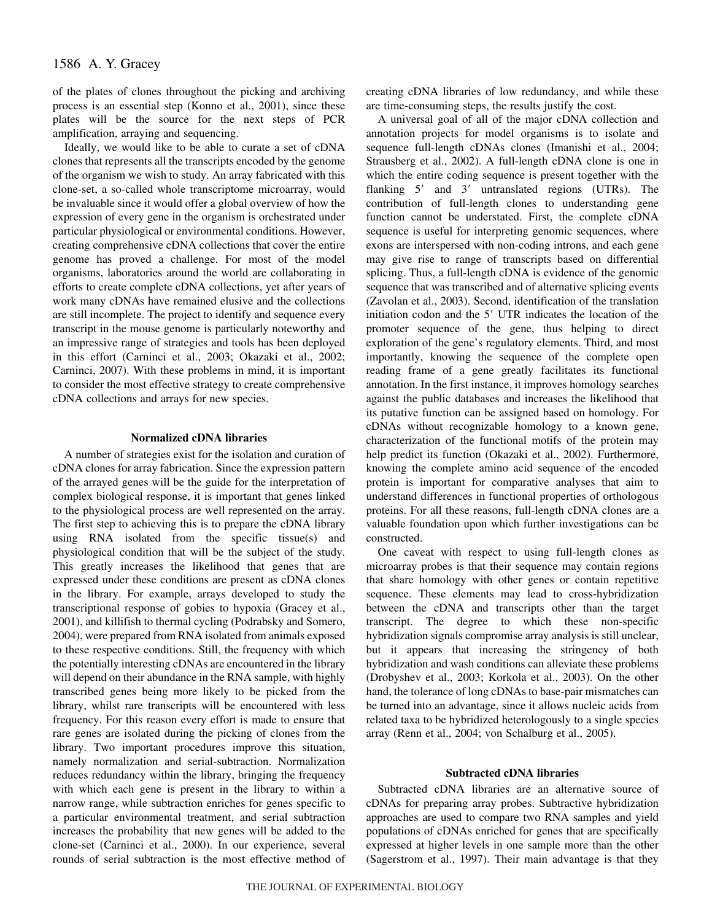of the plates of clones throughout the picking and archiving process is an essential step (Konno et al., 2001), since these plates will be the source for the next steps of PCR amplification, arraying and sequencing.

Ideally, we would like to be able to curate a set of cDNA clones that represents all the transcripts encoded by the genome of the organism we wish to study. An array fabricated with this clone-set, a so-called whole transcriptome microarray, would be invaluable since it would offer a global overview of how the expression of every gene in the organism is orchestrated under particular physiological or environmental conditions. However, creating comprehensive cDNA collections that cover the entire genome has proved a challenge. For most of the model organisms, laboratories around the world are collaborating in efforts to create complete cDNA collections, yet after years of work many cDNAs have remained elusive and the collections are still incomplete. The project to identify and sequence every transcript in the mouse genome is particularly noteworthy and an impressive range of strategies and tools has been deployed in this effort (Carninci et al., 2003; Okazaki et al., 2002; Carninci, 2007). With these problems in mind, it is important to consider the most effective strategy to create comprehensive cDNA collections and arrays for new species.

### Normalized cDNA libraries

A number of strategies exist for the isolation and curation of cDNA clones for array fabrication. Since the expression pattern of the arrayed genes will be the guide for the interpretation of complex biological response, it is important that genes linked to the physiological process are well represented on the array. The first step to achieving this is to prepare the cDNA library using RNA isolated from the specific tissue(s) and physiological condition that will be the subject of the study. This greatly increases the likelihood that genes that are expressed under these conditions are present as cDNA clones in the library. For example, arrays developed to study the transcriptional response of gobies to hypoxia (Gracey et al., 2001), and killifish to thermal cycling (Podrabsky and Somero, 2004), were prepared from RNA isolated from animals exposed to these respective conditions. Still, the frequency with which the potentially interesting cDNAs are encountered in the library will depend on their abundance in the RNA sample, with highly transcribed genes being more likely to be picked from the library, whilst rare transcripts will be encountered with less frequency. For this reason every effort is made to ensure that rare genes are isolated during the picking of clones from the library. Two important procedures improve this situation, namely normalization and serial-subtraction. Normalization reduces redundancy within the library, bringing the frequency with which each gene is present in the library to within a narrow range, while subtraction enriches for genes specific to a particular environmental treatment, and serial subtraction increases the probability that new genes will be added to the clone-set (Carninci et al., 2000). In our experience, several rounds of serial subtraction is the most effective method of creating cDNA libraries of low redundancy, and while these are time-consuming steps, the results justify the cost.

A universal goal of all of the major cDNA collection and annotation projects for model organisms is to isolate and sequence full-length cDNAs clones (Imanishi et al., 2004; Strausberg et al., 2002). A full-length cDNA clone is one in which the entire coding sequence is present together with the flanking 5′ and 3′ untranslated regions (UTRs). The contribution of full-length clones to understanding gene function cannot be understated. First, the complete cDNA sequence is useful for interpreting genomic sequences, where exons are interspersed with non-coding introns, and each gene may give rise to range of transcripts based on differential splicing. Thus, a full-length cDNA is evidence of the genomic sequence that was transcribed and of alternative splicing events (Zavolan et al., 2003). Second, identification of the translation initiation codon and the 5′ UTR indicates the location of the promoter sequence of the gene, thus helping to direct exploration of the gene's regulatory elements. Third, and most importantly, knowing the sequence of the complete open reading frame of a gene greatly facilitates its functional annotation. In the first instance, it improves homology searches against the public databases and increases the likelihood that its putative function can be assigned based on homology. For cDNAs without recognizable homology to a known gene, characterization of the functional motifs of the protein may help predict its function (Okazaki et al., 2002). Furthermore, knowing the complete amino acid sequence of the encoded protein is important for comparative analyses that aim to understand differences in functional properties of orthologous proteins. For all these reasons, full-length cDNA clones are a valuable foundation upon which further investigations can be constructed.

One caveat with respect to using full-length clones as microarray probes is that their sequence may contain regions that share homology with other genes or contain repetitive sequence. These elements may lead to cross-hybridization between the cDNA and transcripts other than the target transcript. The degree to which these non-specific hybridization signals compromise array analysis is still unclear, but it appears that increasing the stringency of both hybridization and wash conditions can alleviate these problems (Drobyshev et al., 2003; Korkola et al., 2003). On the other hand, the tolerance of long cDNAs to base-pair mismatches can be turned into an advantage, since it allows nucleic acids from related taxa to be hybridized heterologously to a single species array (Renn et al., 2004; von Schalburg et al., 2005).

### Subtracted cDNA libraries

Subtracted cDNA libraries are an alternative source of cDNAs for preparing array probes. Subtractive hybridization approaches are used to compare two RNA samples and yield populations of cDNAs enriched for genes that are specifically expressed at higher levels in one sample more than the other (Sagerstrom et al., 1997). Their main advantage is that they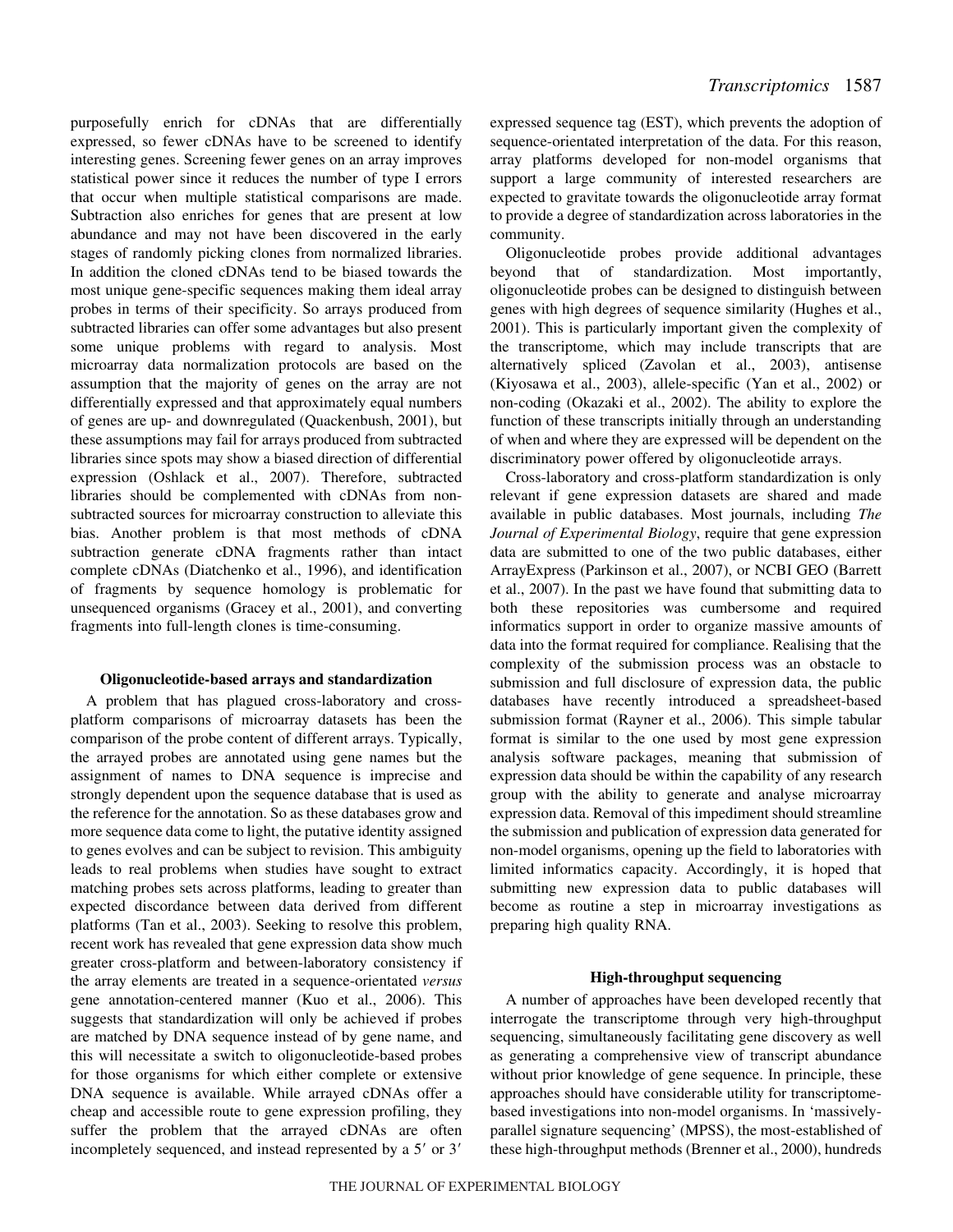purposefully enrich for cDNAs that are differentially expressed, so fewer cDNAs have to be screened to identify interesting genes. Screening fewer genes on an array improves statistical power since it reduces the number of type I errors that occur when multiple statistical comparisons are made. Subtraction also enriches for genes that are present at low abundance and may not have been discovered in the early stages of randomly picking clones from normalized libraries. In addition the cloned cDNAs tend to be biased towards the most unique gene-specific sequences making them ideal array probes in terms of their specificity. So arrays produced from subtracted libraries can offer some advantages but also present some unique problems with regard to analysis. Most microarray data normalization protocols are based on the assumption that the majority of genes on the array are not differentially expressed and that approximately equal numbers of genes are up- and downregulated (Quackenbush, 2001), but these assumptions may fail for arrays produced from subtracted libraries since spots may show a biased direction of differential expression (Oshlack et al., 2007). Therefore, subtracted libraries should be complemented with cDNAs from non-subtracted sources for microarray construction to alleviate this bias. Another problem is that most methods of cDNA subtraction generate cDNA fragments rather than intact complete cDNAs (Diatchenko et al., 1996), and identification of fragments by sequence homology is problematic for unsequenced organisms (Gracey et al., 2001), and converting fragments into full-length clones is time-consuming.

### Oligonucleotide-based arrays and standardization

A problem that has plagued cross-laboratory and cross-platform comparisons of microarray datasets has been the comparison of the probe content of different arrays. Typically, the arrayed probes are annotated using gene names but the assignment of names to DNA sequence is imprecise and strongly dependent upon the sequence database that is used as the reference for the annotation. So as these databases grow and more sequence data come to light, the putative identity assigned to genes evolves and can be subject to revision. This ambiguity leads to real problems when studies have sought to extract matching probes sets across platforms, leading to greater than expected discordance between data derived from different platforms (Tan et al., 2003). Seeking to resolve this problem, recent work has revealed that gene expression data show much greater cross-platform and between-laboratory consistency if the array elements are treated in a sequence-orientated *versus* gene annotation-centered manner (Kuo et al., 2006). This suggests that standardization will only be achieved if probes are matched by DNA sequence instead of by gene name, and this will necessitate a switch to oligonucleotide-based probes for those organisms for which either complete or extensive DNA sequence is available. While arrayed cDNAs offer a cheap and accessible route to gene expression profiling, they suffer the problem that the arrayed cDNAs are often incompletely sequenced, and instead represented by a 5′ or 3′ expressed sequence tag (EST), which prevents the adoption of sequence-orientated interpretation of the data. For this reason, array platforms developed for non-model organisms that support a large community of interested researchers are expected to gravitate towards the oligonucleotide array format to provide a degree of standardization across laboratories in the community.

Oligonucleotide probes provide additional advantages beyond that of standardization. Most importantly, oligonucleotide probes can be designed to distinguish between genes with high degrees of sequence similarity (Hughes et al., 2001). This is particularly important given the complexity of the transcriptome, which may include transcripts that are alternatively spliced (Zavolan et al., 2003), antisense (Kiyosawa et al., 2003), allele-specific (Yan et al., 2002) or non-coding (Okazaki et al., 2002). The ability to explore the function of these transcripts initially through an understanding of when and where they are expressed will be dependent on the discriminatory power offered by oligonucleotide arrays.

Cross-laboratory and cross-platform standardization is only relevant if gene expression datasets are shared and made available in public databases. Most journals, including *The Journal of Experimental Biology*, require that gene expression data are submitted to one of the two public databases, either ArrayExpress (Parkinson et al., 2007), or NCBI GEO (Barrett et al., 2007). In the past we have found that submitting data to both these repositories was cumbersome and required informatics support in order to organize massive amounts of data into the format required for compliance. Realising that the complexity of the submission process was an obstacle to submission and full disclosure of expression data, the public databases have recently introduced a spreadsheet-based submission format (Rayner et al., 2006). This simple tabular format is similar to the one used by most gene expression analysis software packages, meaning that submission of expression data should be within the capability of any research group with the ability to generate and analyse microarray expression data. Removal of this impediment should streamline the submission and publication of expression data generated for non-model organisms, opening up the field to laboratories with limited informatics capacity. Accordingly, it is hoped that submitting new expression data to public databases will become as routine a step in microarray investigations as preparing high quality RNA.

### High-throughput sequencing

A number of approaches have been developed recently that interrogate the transcriptome through very high-throughput sequencing, simultaneously facilitating gene discovery as well as generating a comprehensive view of transcript abundance without prior knowledge of gene sequence. In principle, these approaches should have considerable utility for transcriptome-based investigations into non-model organisms. In 'massively-parallel signature sequencing' (MPSS), the most-established of these high-throughput methods (Brenner et al., 2000), hundreds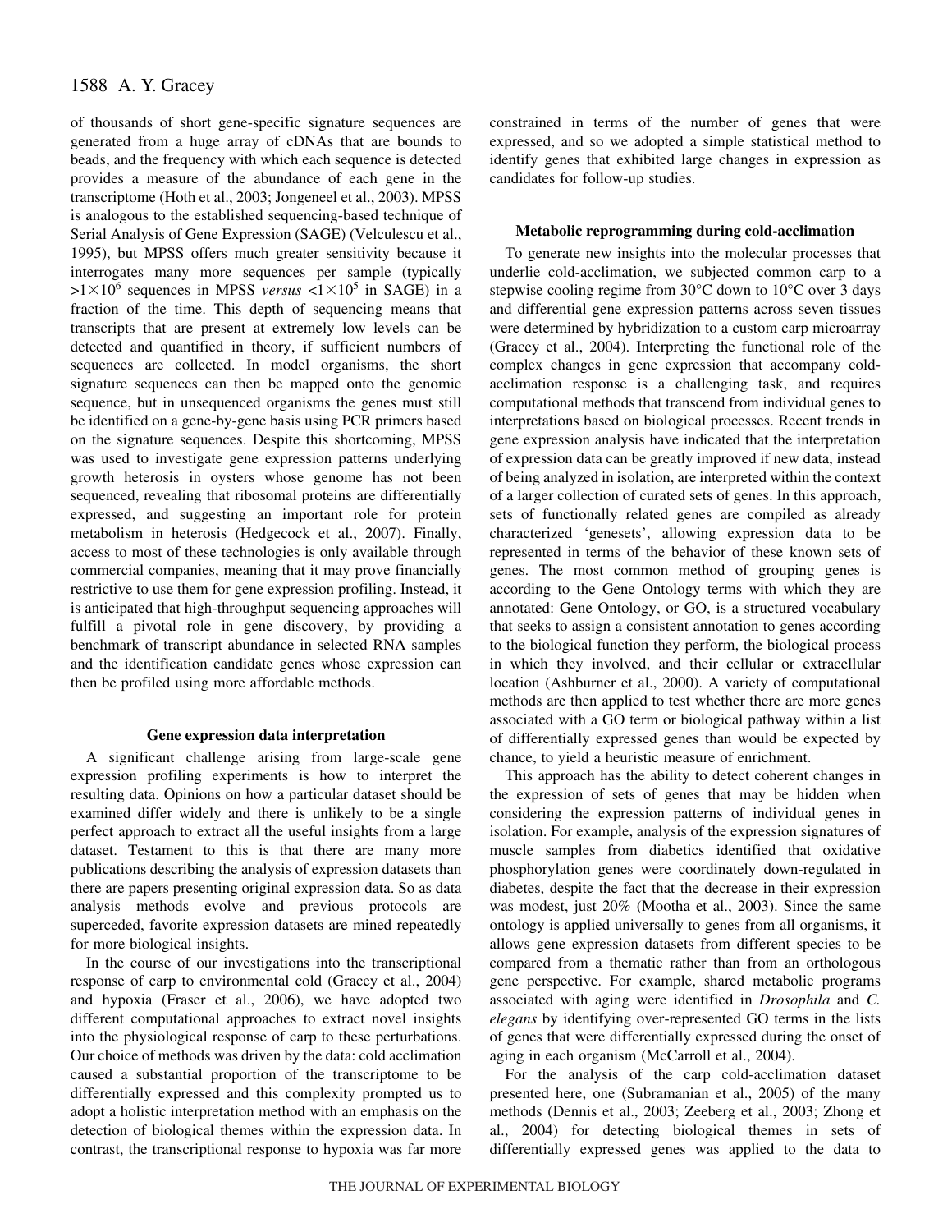of thousands of short gene-specific signature sequences are generated from a huge array of cDNAs that are bounds to beads, and the frequency with which each sequence is detected provides a measure of the abundance of each gene in the transcriptome (Hoth et al., 2003; Jongeneel et al., 2003). MPSS is analogous to the established sequencing-based technique of Serial Analysis of Gene Expression (SAGE) (Velculescu et al., 1995), but MPSS offers much greater sensitivity because it interrogates many more sequences per sample (typically $>1\times10^6$ sequences in MPSS *versus* $<1\times10^5$ in SAGE) in a fraction of the time. This depth of sequencing means that transcripts that are present at extremely low levels can be detected and quantified in theory, if sufficient numbers of sequences are collected. In model organisms, the short signature sequences can then be mapped onto the genomic sequence, but in unsequenced organisms the genes must still be identified on a gene-by-gene basis using PCR primers based on the signature sequences. Despite this shortcoming, MPSS was used to investigate gene expression patterns underlying growth heterosis in oysters whose genome has not been sequenced, revealing that ribosomal proteins are differentially expressed, and suggesting an important role for protein metabolism in heterosis (Hedgecock et al., 2007). Finally, access to most of these technologies is only available through commercial companies, meaning that it may prove financially restrictive to use them for gene expression profiling. Instead, it is anticipated that high-throughput sequencing approaches will fulfill a pivotal role in gene discovery, by providing a benchmark of transcript abundance in selected RNA samples and the identification candidate genes whose expression can then be profiled using more affordable methods.

### Gene expression data interpretation

A significant challenge arising from large-scale gene expression profiling experiments is how to interpret the resulting data. Opinions on how a particular dataset should be examined differ widely and there is unlikely to be a single perfect approach to extract all the useful insights from a large dataset. Testament to this is that there are many more publications describing the analysis of expression datasets than there are papers presenting original expression data. So as data analysis methods evolve and previous protocols are superceded, favorite expression datasets are mined repeatedly for more biological insights.

In the course of our investigations into the transcriptional response of carp to environmental cold (Gracey et al., 2004) and hypoxia (Fraser et al., 2006), we have adopted two different computational approaches to extract novel insights into the physiological response of carp to these perturbations. Our choice of methods was driven by the data: cold acclimation caused a substantial proportion of the transcriptome to be differentially expressed and this complexity prompted us to adopt a holistic interpretation method with an emphasis on the detection of biological themes within the expression data. In contrast, the transcriptional response to hypoxia was far more constrained in terms of the number of genes that were expressed, and so we adopted a simple statistical method to identify genes that exhibited large changes in expression as candidates for follow-up studies.

### Metabolic reprogramming during cold-acclimation

To generate new insights into the molecular processes that underlie cold-acclimation, we subjected common carp to a stepwise cooling regime from 30°C down to 10°C over 3 days and differential gene expression patterns across seven tissues were determined by hybridization to a custom carp microarray (Gracey et al., 2004). Interpreting the functional role of the complex changes in gene expression that accompany cold-acclimation response is a challenging task, and requires computational methods that transcend from individual genes to interpretations based on biological processes. Recent trends in gene expression analysis have indicated that the interpretation of expression data can be greatly improved if new data, instead of being analyzed in isolation, are interpreted within the context of a larger collection of curated sets of genes. In this approach, sets of functionally related genes are compiled as already characterized 'genesets', allowing expression data to be represented in terms of the behavior of these known sets of genes. The most common method of grouping genes is according to the Gene Ontology terms with which they are annotated: Gene Ontology, or GO, is a structured vocabulary that seeks to assign a consistent annotation to genes according to the biological function they perform, the biological process in which they involved, and their cellular or extracellular location (Ashburner et al., 2000). A variety of computational methods are then applied to test whether there are more genes associated with a GO term or biological pathway within a list of differentially expressed genes than would be expected by chance, to yield a heuristic measure of enrichment.

This approach has the ability to detect coherent changes in the expression of sets of genes that may be hidden when considering the expression patterns of individual genes in isolation. For example, analysis of the expression signatures of muscle samples from diabetics identified that oxidative phosphorylation genes were coordinately down-regulated in diabetes, despite the fact that the decrease in their expression was modest, just 20% (Mootha et al., 2003). Since the same ontology is applied universally to genes from all organisms, it allows gene expression datasets from different species to be compared from a thematic rather than from an orthologous gene perspective. For example, shared metabolic programs associated with aging were identified in *Drosophila* and *C. elegans* by identifying over-represented GO terms in the lists of genes that were differentially expressed during the onset of aging in each organism (McCarroll et al., 2004).

For the analysis of the carp cold-acclimation dataset presented here, one (Subramanian et al., 2005) of the many methods (Dennis et al., 2003; Zeeberg et al., 2003; Zhong et al., 2004) for detecting biological themes in sets of differentially expressed genes was applied to the data to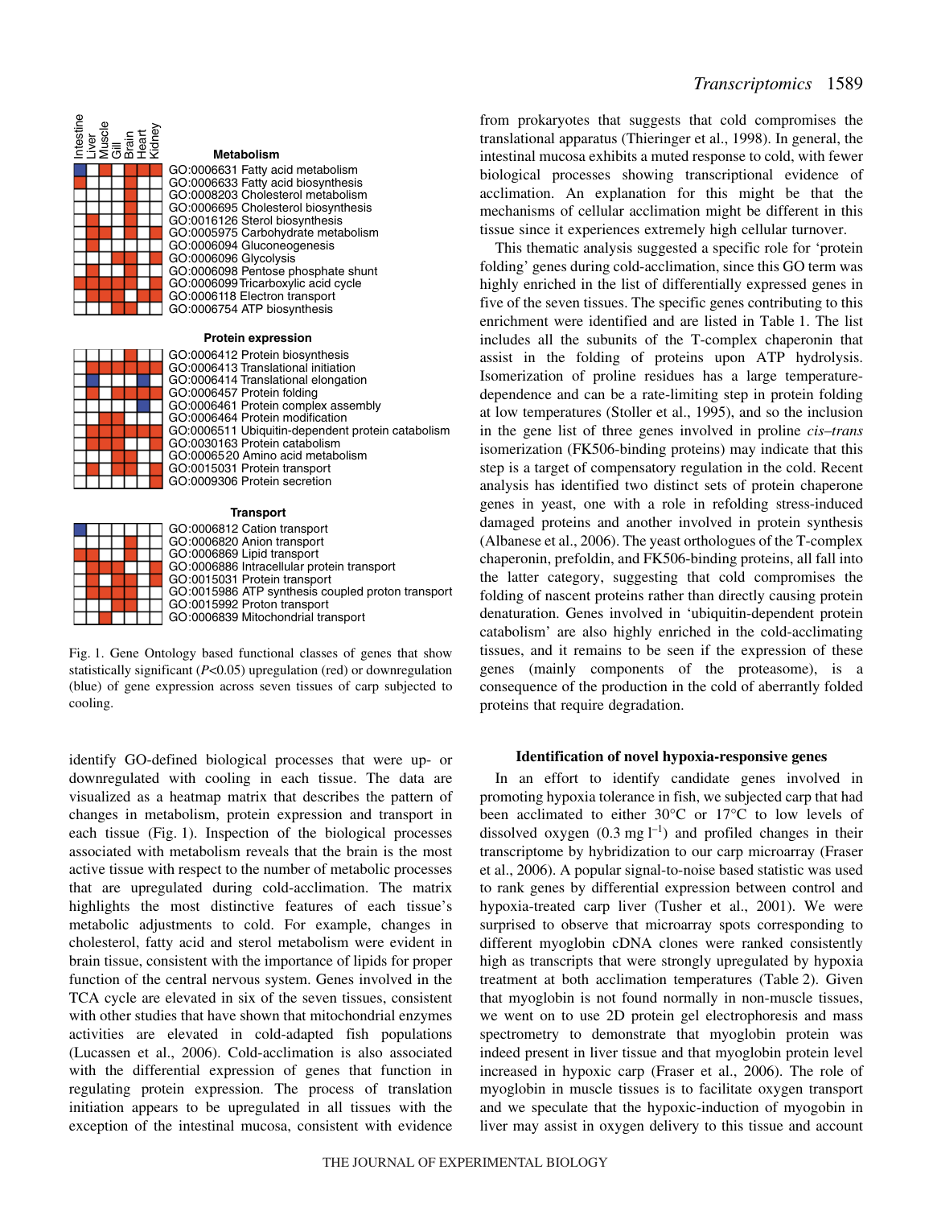Intestine, Liver, Muscle, Gill, Brain, Heart, Kidney

**Metabolism**

GO:0006631 Fatty acid metabolism
GO:0006633 Fatty acid biosynthesis
GO:0008203 Cholesterol metabolism
GO:0006695 Cholesterol biosynthesis
GO:0016126 Sterol biosynthesis
GO:0005975 Carbohydrate metabolism
GO:0006094 Gluconeogenesis
GO:0006096 Glycolysis
GO:0006098 Pentose phosphate shunt
GO:0006099 Tricarboxylic acid cycle
GO:0006118 Electron transport
GO:0006754 ATP biosynthesis

**Protein expression**

GO:0006412 Protein biosynthesis
GO:0006413 Translational initiation
GO:0006414 Translational elongation
GO:0006457 Protein folding
GO:0006461 Protein complex assembly
GO:0006464 Protein modification
GO:0006511 Ubiquitin-dependent protein catabolism
GO:0030163 Protein catabolism
GO:0006520 Amino acid metabolism
GO:0015031 Protein transport
GO:0009306 Protein secretion

**Transport**

GO:0006812 Cation transport
GO:0006820 Anion transport
GO:0006869 Lipid transport
GO:0006886 Intracellular protein transport
GO:0015031 Protein transport
GO:0015986 ATP synthesis coupled proton transport
GO:0015992 Proton transport
GO:0006839 Mitochondrial transport

Fig. 1. Gene Ontology based functional classes of genes that show statistically significant ($P$<0.05) upregulation (red) or downregulation (blue) of gene expression across seven tissues of carp subjected to cooling.

identify GO-defined biological processes that were up- or downregulated with cooling in each tissue. The data are visualized as a heatmap matrix that describes the pattern of changes in metabolism, protein expression and transport in each tissue (Fig. 1). Inspection of the biological processes associated with metabolism reveals that the brain is the most active tissue with respect to the number of metabolic processes that are upregulated during cold-acclimation. The matrix highlights the most distinctive features of each tissue's metabolic adjustments to cold. For example, changes in cholesterol, fatty acid and sterol metabolism were evident in brain tissue, consistent with the importance of lipids for proper function of the central nervous system. Genes involved in the TCA cycle are elevated in six of the seven tissues, consistent with other studies that have shown that mitochondrial enzymes activities are elevated in cold-adapted fish populations (Lucassen et al., 2006). Cold-acclimation is also associated with the differential expression of genes that function in regulating protein expression. The process of translation initiation appears to be upregulated in all tissues with the exception of the intestinal mucosa, consistent with evidence from prokaryotes that suggests that cold compromises the translational apparatus (Thieringer et al., 1998). In general, the intestinal mucosa exhibits a muted response to cold, with fewer biological processes showing transcriptional evidence of acclimation. An explanation for this might be that the mechanisms of cellular acclimation might be different in this tissue since it experiences extremely high cellular turnover.

This thematic analysis suggested a specific role for 'protein folding' genes during cold-acclimation, since this GO term was highly enriched in the list of differentially expressed genes in five of the seven tissues. The specific genes contributing to this enrichment were identified and are listed in Table 1. The list includes all the subunits of the T-complex chaperonin that assist in the folding of proteins upon ATP hydrolysis. Isomerization of proline residues has a large temperature-dependence and can be a rate-limiting step in protein folding at low temperatures (Stoller et al., 1995), and so the inclusion in the gene list of three genes involved in proline *cis–trans* isomerization (FK506-binding proteins) may indicate that this step is a target of compensatory regulation in the cold. Recent analysis has identified two distinct sets of protein chaperone genes in yeast, one with a role in refolding stress-induced damaged proteins and another involved in protein synthesis (Albanese et al., 2006). The yeast orthologues of the T-complex chaperonin, prefoldin, and FK506-binding proteins, all fall into the latter category, suggesting that cold compromises the folding of nascent proteins rather than directly causing protein denaturation. Genes involved in 'ubiquitin-dependent protein catabolism' are also highly enriched in the cold-acclimating tissues, and it remains to be seen if the expression of these genes (mainly components of the proteasome), is a consequence of the production in the cold of aberrantly folded proteins that require degradation.

### Identification of novel hypoxia-responsive genes

In an effort to identify candidate genes involved in promoting hypoxia tolerance in fish, we subjected carp that had been acclimated to either 30°C or 17°C to low levels of dissolved oxygen (0.3 mg $l^{-1}$) and profiled changes in their transcriptome by hybridization to our carp microarray (Fraser et al., 2006). A popular signal-to-noise based statistic was used to rank genes by differential expression between control and hypoxia-treated carp liver (Tusher et al., 2001). We were surprised to observe that microarray spots corresponding to different myoglobin cDNA clones were ranked consistently high as transcripts that were strongly upregulated by hypoxia treatment at both acclimation temperatures (Table 2). Given that myoglobin is not found normally in non-muscle tissues, we went on to use 2D protein gel electrophoresis and mass spectrometry to demonstrate that myoglobin protein was indeed present in liver tissue and that myoglobin protein level increased in hypoxic carp (Fraser et al., 2006). The role of myoglobin in muscle tissues is to facilitate oxygen transport and we speculate that the hypoxic-induction of myogobin in liver may assist in oxygen delivery to this tissue and account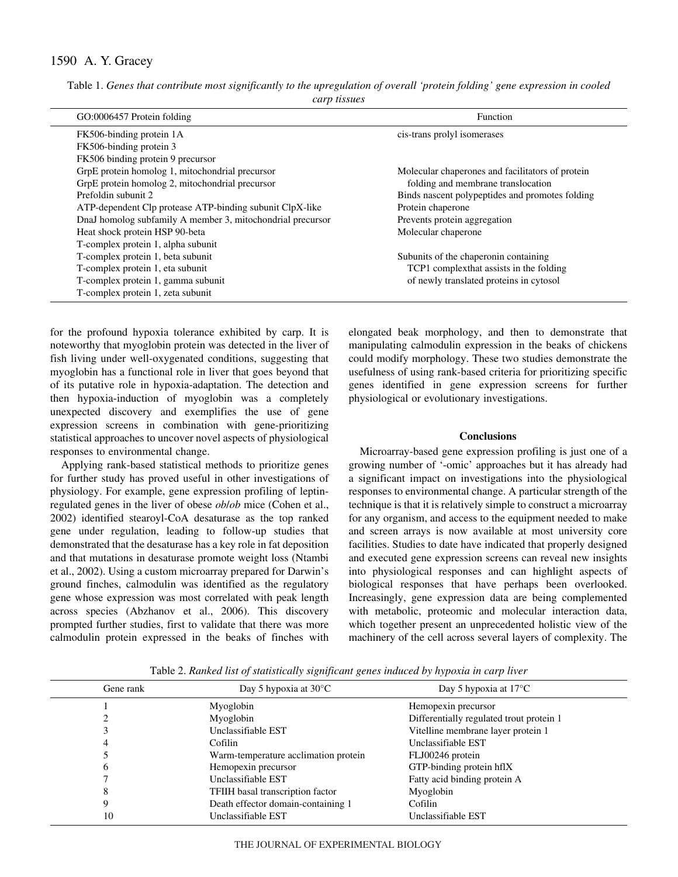Table 1. *Genes that contribute most significantly to the upregulation of overall 'protein folding' gene expression in cooled carp tissues*

| GO:0006457 Protein folding | Function |
|---|---|
| FK506-binding protein 1A | cis-trans prolyl isomerases |
| FK506-binding protein 3 | |
| FK506 binding protein 9 precursor | |
| GrpE protein homolog 1, mitochondrial precursor | Molecular chaperones and facilitators of protein |
| GrpE protein homolog 2, mitochondrial precursor | folding and membrane translocation |
| Prefoldin subunit 2 | Binds nascent polypeptides and promotes folding |
| ATP-dependent Clp protease ATP-binding subunit ClpX-like | Protein chaperone |
| DnaJ homolog subfamily A member 3, mitochondrial precursor | Prevents protein aggregation |
| Heat shock protein HSP 90-beta | Molecular chaperone |
| T-complex protein 1, alpha subunit | |
| T-complex protein 1, beta subunit | Subunits of the chaperonin containing |
| T-complex protein 1, eta subunit | TCP1 complexthat assists in the folding |
| T-complex protein 1, gamma subunit | of newly translated proteins in cytosol |
| T-complex protein 1, zeta subunit | |

for the profound hypoxia tolerance exhibited by carp. It is noteworthy that myoglobin protein was detected in the liver of fish living under well-oxygenated conditions, suggesting that myoglobin has a functional role in liver that goes beyond that of its putative role in hypoxia-adaptation. The detection and then hypoxia-induction of myoglobin was a completely unexpected discovery and exemplifies the use of gene expression screens in combination with gene-prioritizing statistical approaches to uncover novel aspects of physiological responses to environmental change.

Applying rank-based statistical methods to prioritize genes for further study has proved useful in other investigations of physiology. For example, gene expression profiling of leptin-regulated genes in the liver of obese *ob*/*ob* mice (Cohen et al., 2002) identified stearoyl-CoA desaturase as the top ranked gene under regulation, leading to follow-up studies that demonstrated that the desaturase has a key role in fat deposition and that mutations in desaturase promote weight loss (Ntambi et al., 2002). Using a custom microarray prepared for Darwin's ground finches, calmodulin was identified as the regulatory gene whose expression was most correlated with peak length across species (Abzhanov et al., 2006). This discovery prompted further studies, first to validate that there was more calmodulin protein expressed in the beaks of finches with elongated beak morphology, and then to demonstrate that manipulating calmodulin expression in the beaks of chickens could modify morphology. These two studies demonstrate the usefulness of using rank-based criteria for prioritizing specific genes identified in gene expression screens for further physiological or evolutionary investigations.

## Conclusions

Microarray-based gene expression profiling is just one of a growing number of '-omic' approaches but it has already had a significant impact on investigations into the physiological responses to environmental change. A particular strength of the technique is that it is relatively simple to construct a microarray for any organism, and access to the equipment needed to make and screen arrays is now available at most university core facilities. Studies to date have indicated that properly designed and executed gene expression screens can reveal new insights into physiological responses and can highlight aspects of biological responses that have perhaps been overlooked. Increasingly, gene expression data are being complemented with metabolic, proteomic and molecular interaction data, which together present an unprecedented holistic view of the machinery of the cell across several layers of complexity. The

Table 2. *Ranked list of statistically significant genes induced by hypoxia in carp liver*

| Gene rank | Day 5 hypoxia at 30°C | Day 5 hypoxia at 17°C |
|---|---|---|
| 1 | Myoglobin | Hemopexin precursor |
| 2 | Myoglobin | Differentially regulated trout protein 1 |
| 3 | Unclassifiable EST | Vitelline membrane layer protein 1 |
| 4 | Cofilin | Unclassifiable EST |
| 5 | Warm-temperature acclimation protein | FLJ00246 protein |
| 6 | Hemopexin precursor | GTP-binding protein hflX |
| 7 | Unclassifiable EST | Fatty acid binding protein A |
| 8 | TFIIH basal transcription factor | Myoglobin |
| 9 | Death effector domain-containing 1 | Cofilin |
| 10 | Unclassifiable EST | Unclassifiable EST |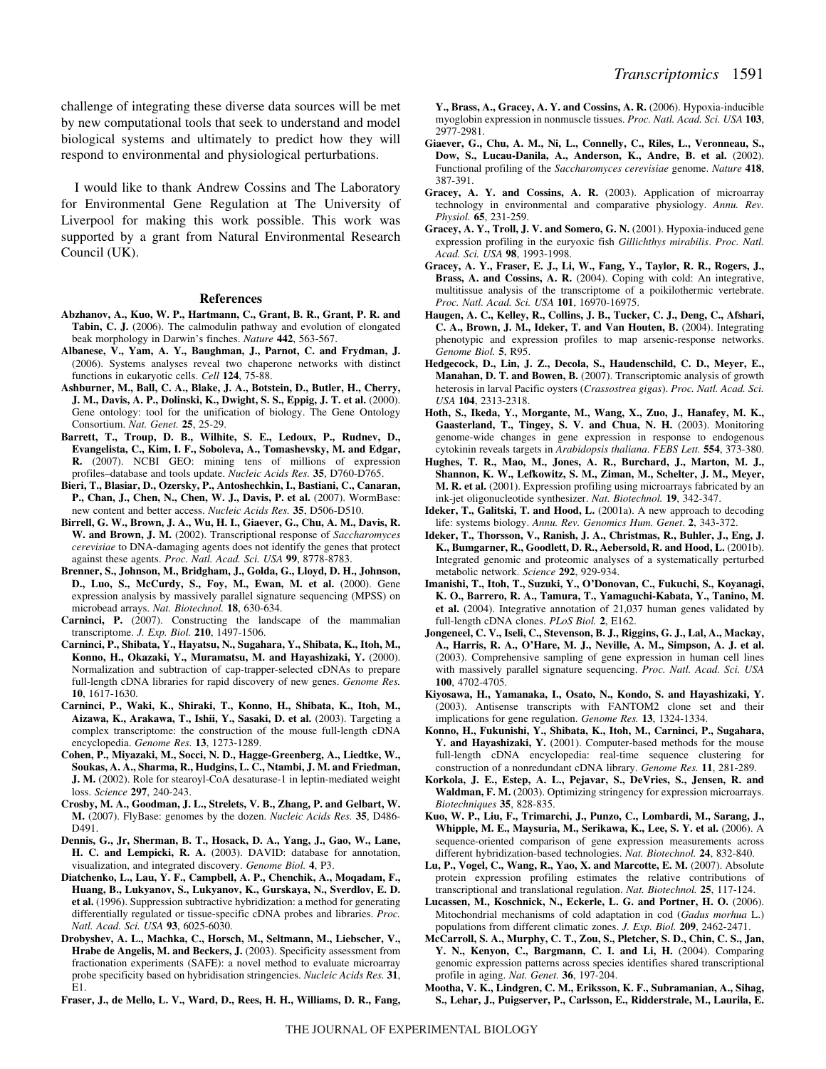challenge of integrating these diverse data sources will be met by new computational tools that seek to understand and model biological systems and ultimately to predict how they will respond to environmental and physiological perturbations.

I would like to thank Andrew Cossins and The Laboratory for Environmental Gene Regulation at The University of Liverpool for making this work possible. This work was supported by a grant from Natural Environmental Research Council (UK).

## References

**Abzhanov, A., Kuo, W. P., Hartmann, C., Grant, B. R., Grant, P. R. and Tabin, C. J.** (2006). The calmodulin pathway and evolution of elongated beak morphology in Darwin's finches. *Nature* **442**, 563-567.

**Albanese, V., Yam, A. Y., Baughman, J., Parnot, C. and Frydman, J.** (2006). Systems analyses reveal two chaperone networks with distinct functions in eukaryotic cells. *Cell* **124**, 75-88.

**Ashburner, M., Ball, C. A., Blake, J. A., Botstein, D., Butler, H., Cherry, J. M., Davis, A. P., Dolinski, K., Dwight, S. S., Eppig, J. T. et al.** (2000). Gene ontology: tool for the unification of biology. The Gene Ontology Consortium. *Nat. Genet.* **25**, 25-29.

**Barrett, T., Troup, D. B., Wilhite, S. E., Ledoux, P., Rudnev, D., Evangelista, C., Kim, I. F., Soboleva, A., Tomashevsky, M. and Edgar, R.** (2007). NCBI GEO: mining tens of millions of expression profiles–database and tools update. *Nucleic Acids Res.* **35**, D760-D765.

**Bieri, T., Blasiar, D., Ozersky, P., Antoshechkin, I., Bastiani, C., Canaran, P., Chan, J., Chen, N., Chen, W. J., Davis, P. et al.** (2007). WormBase: new content and better access. *Nucleic Acids Res.* **35**, D506-D510.

**Birrell, G. W., Brown, J. A., Wu, H. I., Giaever, G., Chu, A. M., Davis, R. W. and Brown, J. M.** (2002). Transcriptional response of *Saccharomyces cerevisiae* to DNA-damaging agents does not identify the genes that protect against these agents. *Proc. Natl. Acad. Sci. USA* **99**, 8778-8783.

**Brenner, S., Johnson, M., Bridgham, J., Golda, G., Lloyd, D. H., Johnson, D., Luo, S., McCurdy, S., Foy, M., Ewan, M. et al.** (2000). Gene expression analysis by massively parallel signature sequencing (MPSS) on microbead arrays. *Nat. Biotechnol.* **18**, 630-634.

**Carninci, P.** (2007). Constructing the landscape of the mammalian transcriptome. *J. Exp. Biol.* **210**, 1497-1506.

**Carninci, P., Shibata, Y., Hayatsu, N., Sugahara, Y., Shibata, K., Itoh, M., Konno, H., Okazaki, Y., Muramatsu, M. and Hayashizaki, Y.** (2000). Normalization and subtraction of cap-trapper-selected cDNAs to prepare full-length cDNA libraries for rapid discovery of new genes. *Genome Res.* **10**, 1617-1630.

**Carninci, P., Waki, K., Shiraki, T., Konno, H., Shibata, K., Itoh, M., Aizawa, K., Arakawa, T., Ishii, Y., Sasaki, D. et al.** (2003). Targeting a complex transcriptome: the construction of the mouse full-length cDNA encyclopedia. *Genome Res.* **13**, 1273-1289.

**Cohen, P., Miyazaki, M., Socci, N. D., Hagge-Greenberg, A., Liedtke, W., Soukas, A. A., Sharma, R., Hudgins, L. C., Ntambi, J. M. and Friedman, J. M.** (2002). Role for stearoyl-CoA desaturase-1 in leptin-mediated weight loss. *Science* **297**, 240-243.

**Crosby, M. A., Goodman, J. L., Strelets, V. B., Zhang, P. and Gelbart, W. M.** (2007). FlyBase: genomes by the dozen. *Nucleic Acids Res.* **35**, D486-D491.

**Dennis, G., Jr, Sherman, B. T., Hosack, D. A., Yang, J., Gao, W., Lane, H. C. and Lempicki, R. A.** (2003). DAVID: database for annotation, visualization, and integrated discovery. *Genome Biol.* **4**, P3.

**Diatchenko, L., Lau, Y. F., Campbell, A. P., Chenchik, A., Moqadam, F., Huang, B., Lukyanov, S., Lukyanov, K., Gurskaya, N., Sverdlov, E. D. et al.** (1996). Suppression subtractive hybridization: a method for generating differentially regulated or tissue-specific cDNA probes and libraries. *Proc. Natl. Acad. Sci. USA* **93**, 6025-6030.

**Drobyshev, A. L., Machka, C., Horsch, M., Seltmann, M., Liebscher, V., Hrabe de Angelis, M. and Beckers, J.** (2003). Specificity assessment from fractionation experiments (SAFE): a novel method to evaluate microarray probe specificity based on hybridisation stringencies. *Nucleic Acids Res.* **31**, E1.

**Fraser, J., de Mello, L. V., Ward, D., Rees, H. H., Williams, D. R., Fang, Y., Brass, A., Gracey, A. Y. and Cossins, A. R.** (2006). Hypoxia-inducible myoglobin expression in nonmuscle tissues. *Proc. Natl. Acad. Sci. USA* **103**, 2977-2981.

**Giaever, G., Chu, A. M., Ni, L., Connelly, C., Riles, L., Veronneau, S., Dow, S., Lucau-Danila, A., Anderson, K., Andre, B. et al.** (2002). Functional profiling of the *Saccharomyces cerevisiae* genome. *Nature* **418**, 387-391.

**Gracey, A. Y. and Cossins, A. R.** (2003). Application of microarray technology in environmental and comparative physiology. *Annu. Rev. Physiol.* **65**, 231-259.

**Gracey, A. Y., Troll, J. V. and Somero, G. N.** (2001). Hypoxia-induced gene expression profiling in the euryoxic fish *Gillichthys mirabilis*. *Proc. Natl. Acad. Sci. USA* **98**, 1993-1998.

**Gracey, A. Y., Fraser, E. J., Li, W., Fang, Y., Taylor, R. R., Rogers, J., Brass, A. and Cossins, A. R.** (2004). Coping with cold: An integrative, multitissue analysis of the transcriptome of a poikilothermic vertebrate. *Proc. Natl. Acad. Sci. USA* **101**, 16970-16975.

**Haugen, A. C., Kelley, R., Collins, J. B., Tucker, C. J., Deng, C., Afshari, C. A., Brown, J. M., Ideker, T. and Van Houten, B.** (2004). Integrating phenotypic and expression profiles to map arsenic-response networks. *Genome Biol.* **5**, R95.

**Hedgecock, D., Lin, J. Z., Decola, S., Haudenschild, C. D., Meyer, E., Manahan, D. T. and Bowen, B.** (2007). Transcriptomic analysis of growth heterosis in larval Pacific oysters (*Crassostrea gigas*). *Proc. Natl. Acad. Sci. USA* **104**, 2313-2318.

**Hoth, S., Ikeda, Y., Morgante, M., Wang, X., Zuo, J., Hanafey, M. K., Gaasterland, T., Tingey, S. V. and Chua, N. H.** (2003). Monitoring genome-wide changes in gene expression in response to endogenous cytokinin reveals targets in *Arabidopsis thaliana*. *FEBS Lett.* **554**, 373-380.

**Hughes, T. R., Mao, M., Jones, A. R., Burchard, J., Marton, M. J., Shannon, K. W., Lefkowitz, S. M., Ziman, M., Schelter, J. M., Meyer, M. R. et al.** (2001). Expression profiling using microarrays fabricated by an ink-jet oligonucleotide synthesizer. *Nat. Biotechnol.* **19**, 342-347.

**Ideker, T., Galitski, T. and Hood, L.** (2001a). A new approach to decoding life: systems biology. *Annu. Rev. Genomics Hum. Genet*. **2**, 343-372.

**Ideker, T., Thorsson, V., Ranish, J. A., Christmas, R., Buhler, J., Eng, J. K., Bumgarner, R., Goodlett, D. R., Aebersold, R. and Hood, L.** (2001b). Integrated genomic and proteomic analyses of a systematically perturbed metabolic network. *Science* **292**, 929-934.

**Imanishi, T., Itoh, T., Suzuki, Y., O'Donovan, C., Fukuchi, S., Koyanagi, K. O., Barrero, R. A., Tamura, T., Yamaguchi-Kabata, Y., Tanino, M. et al.** (2004). Integrative annotation of 21,037 human genes validated by full-length cDNA clones. *PLoS Biol.* **2**, E162.

**Jongeneel, C. V., Iseli, C., Stevenson, B. J., Riggins, G. J., Lal, A., Mackay, A., Harris, R. A., O'Hare, M. J., Neville, A. M., Simpson, A. J. et al.** (2003). Comprehensive sampling of gene expression in human cell lines with massively parallel signature sequencing. *Proc. Natl. Acad. Sci. USA* **100**, 4702-4705.

**Kiyosawa, H., Yamanaka, I., Osato, N., Kondo, S. and Hayashizaki, Y.** (2003). Antisense transcripts with FANTOM2 clone set and their implications for gene regulation. *Genome Res.* **13**, 1324-1334.

**Konno, H., Fukunishi, Y., Shibata, K., Itoh, M., Carninci, P., Sugahara, Y. and Hayashizaki, Y.** (2001). Computer-based methods for the mouse full-length cDNA encyclopedia: real-time sequence clustering for construction of a nonredundant cDNA library. *Genome Res.* **11**, 281-289.

**Korkola, J. E., Estep, A. L., Pejavar, S., DeVries, S., Jensen, R. and Waldman, F. M.** (2003). Optimizing stringency for expression microarrays. *Biotechniques* **35**, 828-835.

**Kuo, W. P., Liu, F., Trimarchi, J., Punzo, C., Lombardi, M., Sarang, J., Whipple, M. E., Maysuria, M., Serikawa, K., Lee, S. Y. et al.** (2006). A sequence-oriented comparison of gene expression measurements across different hybridization-based technologies. *Nat. Biotechnol.* **24**, 832-840.

**Lu, P., Vogel, C., Wang, R., Yao, X. and Marcotte, E. M.** (2007). Absolute protein expression profiling estimates the relative contributions of transcriptional and translational regulation. *Nat. Biotechnol.* **25**, 117-124.

**Lucassen, M., Koschnick, N., Eckerle, L. G. and Portner, H. O.** (2006). Mitochondrial mechanisms of cold adaptation in cod (*Gadus morhua* L.) populations from different climatic zones. *J. Exp. Biol.* **209**, 2462-2471.

**McCarroll, S. A., Murphy, C. T., Zou, S., Pletcher, S. D., Chin, C. S., Jan, Y. N., Kenyon, C., Bargmann, C. I. and Li, H.** (2004). Comparing genomic expression patterns across species identifies shared transcriptional profile in aging. *Nat. Genet.* **36**, 197-204.

**Mootha, V. K., Lindgren, C. M., Eriksson, K. F., Subramanian, A., Sihag, S., Lehar, J., Puigserver, P., Carlsson, E., Ridderstrale, M., Laurila, E.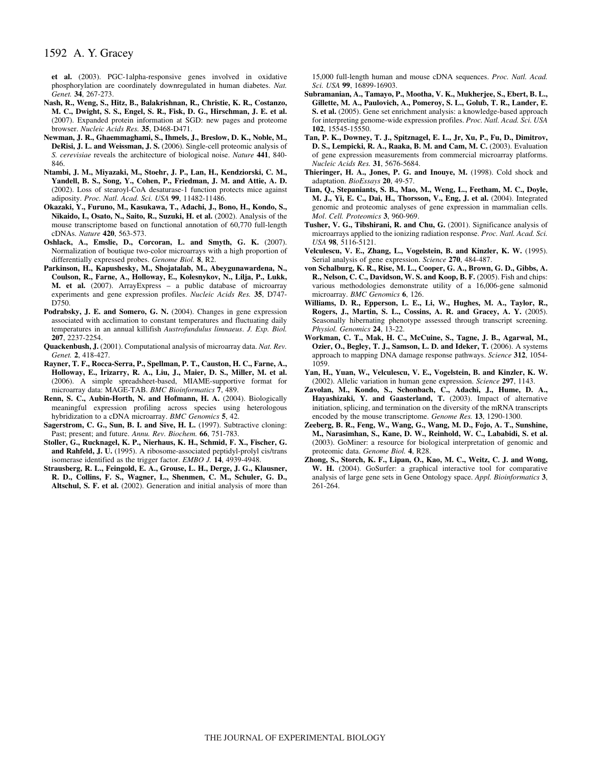**et al.** (2003). PGC-1alpha-responsive genes involved in oxidative phosphorylation are coordinately downregulated in human diabetes. *Nat. Genet.* **34**, 267-273.

**Nash, R., Weng, S., Hitz, B., Balakrishnan, R., Christie, K. R., Costanzo, M. C., Dwight, S. S., Engel, S. R., Fisk, D. G., Hirschman, J. E. et al.** (2007). Expanded protein information at SGD: new pages and proteome browser. *Nucleic Acids Res.* **35**, D468-D471.

**Newman, J. R., Ghaemmaghami, S., Ihmels, J., Breslow, D. K., Noble, M., DeRisi, J. L. and Weissman, J. S.** (2006). Single-cell proteomic analysis of *S. cerevisiae* reveals the architecture of biological noise. *Nature* **441**, 840-846.

**Ntambi, J. M., Miyazaki, M., Stoehr, J. P., Lan, H., Kendziorski, C. M., Yandell, B. S., Song, Y., Cohen, P., Friedman, J. M. and Attie, A. D.** (2002). Loss of stearoyl-CoA desaturase-1 function protects mice against adiposity. *Proc. Natl. Acad. Sci. USA* **99**, 11482-11486.

**Okazaki, Y., Furuno, M., Kasukawa, T., Adachi, J., Bono, H., Kondo, S., Nikaido, I., Osato, N., Saito, R., Suzuki, H. et al.** (2002). Analysis of the mouse transcriptome based on functional annotation of 60,770 full-length cDNAs. *Nature* **420**, 563-573.

**Oshlack, A., Emslie, D., Corcoran, L. and Smyth, G. K.** (2007). Normalization of boutique two-color microarrays with a high proportion of differentially expressed probes. *Genome Biol.* **8**, R2.

**Parkinson, H., Kapushesky, M., Shojatalab, M., Abeygunawardena, N., Coulson, R., Farne, A., Holloway, E., Kolesnykov, N., Lilja, P., Lukk, M. et al.** (2007). ArrayExpress – a public database of microarray experiments and gene expression profiles. *Nucleic Acids Res.* **35**, D747-D750.

**Podrabsky, J. E. and Somero, G. N.** (2004). Changes in gene expression associated with acclimation to constant temperatures and fluctuating daily temperatures in an annual killifish *Austrofundulus limnaeus*. *J. Exp. Biol.* **207**, 2237-2254.

**Quackenbush, J.** (2001). Computational analysis of microarray data. *Nat. Rev. Genet.* **2**, 418-427.

**Rayner, T. F., Rocca-Serra, P., Spellman, P. T., Causton, H. C., Farne, A., Holloway, E., Irizarry, R. A., Liu, J., Maier, D. S., Miller, M. et al.** (2006). A simple spreadsheet-based, MIAME-supportive format for microarray data: MAGE-TAB. *BMC Bioinformatics* **7**, 489.

**Renn, S. C., Aubin-Horth, N. and Hofmann, H. A.** (2004). Biologically meaningful expression profiling across species using heterologous hybridization to a cDNA microarray. *BMC Genomics* **5**, 42.

**Sagerstrom, C. G., Sun, B. I. and Sive, H. L.** (1997). Subtractive cloning: Past; present; and future. *Annu. Rev. Biochem.* **66**, 751-783.

**Stoller, G., Rucknagel, K. P., Nierhaus, K. H., Schmid, F. X., Fischer, G. and Rahfeld, J. U.** (1995). A ribosome-associated peptidyl-prolyl cis/trans isomerase identified as the trigger factor. *EMBO J.* **14**, 4939-4948.

**Strausberg, R. L., Feingold, E. A., Grouse, L. H., Derge, J. G., Klausner, R. D., Collins, F. S., Wagner, L., Shenmen, C. M., Schuler, G. D., Altschul, S. F. et al.** (2002). Generation and initial analysis of more than 15,000 full-length human and mouse cDNA sequences. *Proc. Natl. Acad. Sci. USA* **99**, 16899-16903.

**Subramanian, A., Tamayo, P., Mootha, V. K., Mukherjee, S., Ebert, B. L., Gillette, M. A., Paulovich, A., Pomeroy, S. L., Golub, T. R., Lander, E. S. et al.** (2005). Gene set enrichment analysis: a knowledge-based approach for interpreting genome-wide expression profiles. *Proc. Natl. Acad. Sci. USA* **102**, 15545-15550.

**Tan, P. K., Downey, T. J., Spitznagel, E. L., Jr, Xu, P., Fu, D., Dimitrov, D. S., Lempicki, R. A., Raaka, B. M. and Cam, M. C.** (2003). Evaluation of gene expression measurements from commercial microarray platforms. *Nucleic Acids Res.* **31**, 5676-5684.

**Thieringer, H. A., Jones, P. G. and Inouye, M.** (1998). Cold shock and adaptation. *BioEssays* **20**, 49-57.

**Tian, Q., Stepaniants, S. B., Mao, M., Weng, L., Feetham, M. C., Doyle, M. J., Yi, E. C., Dai, H., Thorsson, V., Eng, J. et al.** (2004). Integrated genomic and proteomic analyses of gene expression in mammalian cells. *Mol. Cell. Proteomics* **3**, 960-969.

**Tusher, V. G., Tibshirani, R. and Chu, G.** (2001). Significance analysis of microarrays applied to the ionizing radiation response. *Proc. Natl. Acad. Sci. USA* **98**, 5116-5121.

**Velculescu, V. E., Zhang, L., Vogelstein, B. and Kinzler, K. W.** (1995). Serial analysis of gene expression. *Science* **270**, 484-487.

**von Schalburg, K. R., Rise, M. L., Cooper, G. A., Brown, G. D., Gibbs, A. R., Nelson, C. C., Davidson, W. S. and Koop, B. F.** (2005). Fish and chips: various methodologies demonstrate utility of a 16,006-gene salmonid microarray. *BMC Genomics* **6**, 126.

**Williams, D. R., Epperson, L. E., Li, W., Hughes, M. A., Taylor, R., Rogers, J., Martin, S. L., Cossins, A. R. and Gracey, A. Y.** (2005). Seasonally hibernating phenotype assessed through transcript screening. *Physiol. Genomics* **24**, 13-22.

**Workman, C. T., Mak, H. C., McCuine, S., Tagne, J. B., Agarwal, M., Ozier, O., Begley, T. J., Samson, L. D. and Ideker, T.** (2006). A systems approach to mapping DNA damage response pathways. *Science* **312**, 1054-1059.

**Yan, H., Yuan, W., Velculescu, V. E., Vogelstein, B. and Kinzler, K. W.** (2002). Allelic variation in human gene expression. *Science* **297**, 1143.

**Zavolan, M., Kondo, S., Schonbach, C., Adachi, J., Hume, D. A., Hayashizaki, Y. and Gaasterland, T.** (2003). Impact of alternative initiation, splicing, and termination on the diversity of the mRNA transcripts encoded by the mouse transcriptome. *Genome Res.* **13**, 1290-1300.

**Zeeberg, B. R., Feng, W., Wang, G., Wang, M. D., Fojo, A. T., Sunshine, M., Narasimhan, S., Kane, D. W., Reinhold, W. C., Lababidi, S. et al.** (2003). GoMiner: a resource for biological interpretation of genomic and proteomic data. *Genome Biol.* **4**, R28.

**Zhong, S., Storch, K. F., Lipan, O., Kao, M. C., Weitz, C. J. and Wong, W. H.** (2004). GoSurfer: a graphical interactive tool for comparative analysis of large gene sets in Gene Ontology space. *Appl. Bioinformatics* **3**, 261-264.